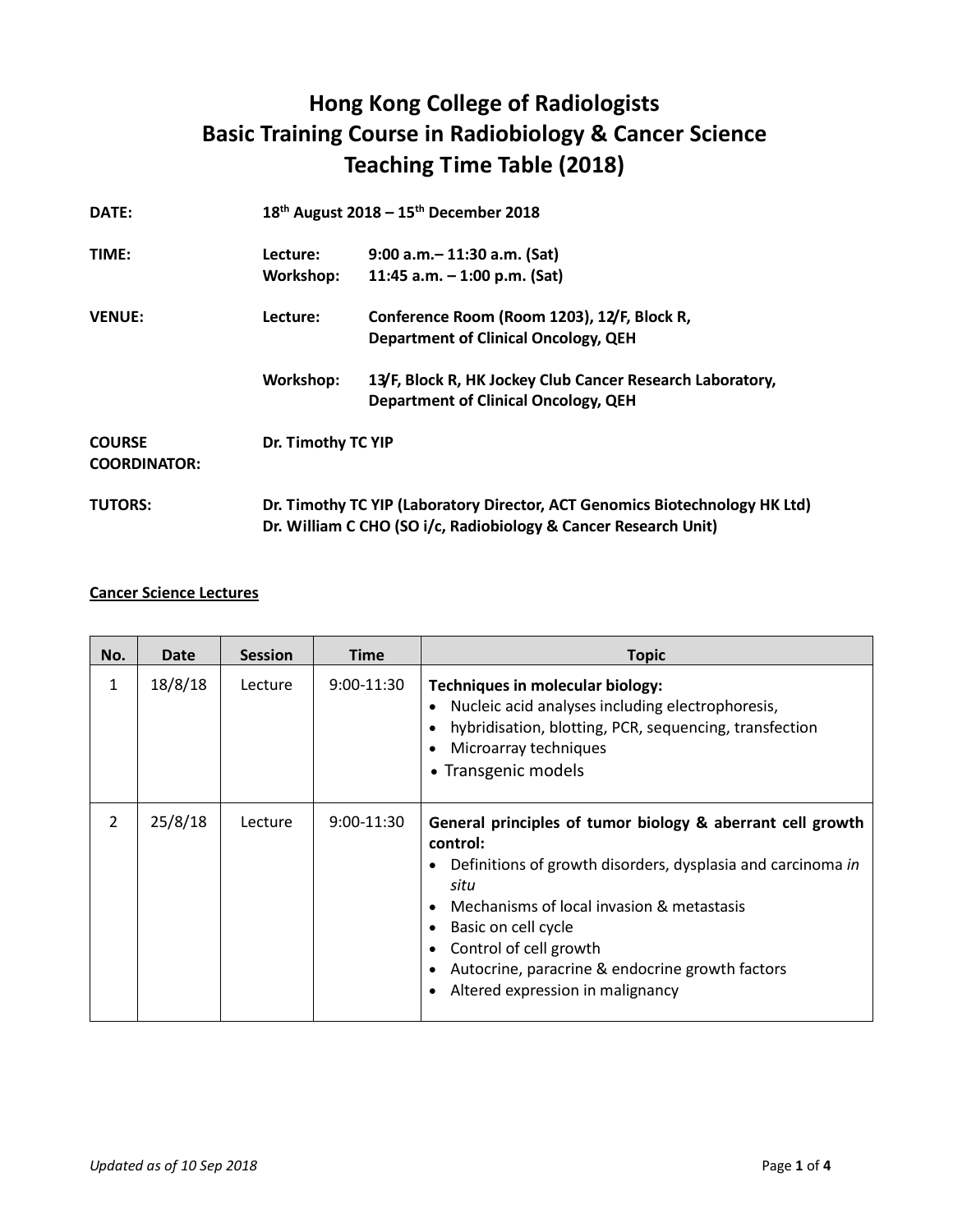# Hong Kong College of Radiologists
# Basic Training Course in Radiobiology & Cancer Science
# Teaching Time Table (2018)

| | | |
|---|---|---|
| **DATE:** | **18th August 2018 – 15th December 2018** | |
| **TIME:** | **Lecture:** | **9:00 a.m.– 11:30 a.m. (Sat)** |
| | **Workshop:** | **11:45 a.m. – 1:00 p.m. (Sat)** |
| **VENUE:** | **Lecture:** | **Conference Room (Room 1203), 12/F, Block R, Department of Clinical Oncology, QEH** |
| | **Workshop:** | **13/F, Block R, HK Jockey Club Cancer Research Laboratory, Department of Clinical Oncology, QEH** |
| **COURSE COORDINATOR:** | **Dr. Timothy TC YIP** | |
| **TUTORS:** | **Dr. Timothy TC YIP (Laboratory Director, ACT Genomics Biotechnology HK Ltd)** | |
| | **Dr. William C CHO (SO i/c, Radiobiology & Cancer Research Unit)** | |

**Cancer Science Lectures**

| No. | Date | Session | Time | Topic |
|---|---|---|---|---|
| 1 | 18/8/18 | Lecture | 9:00-11:30 | **Techniques in molecular biology:**<br>• Nucleic acid analyses including electrophoresis,<br>• hybridisation, blotting, PCR, sequencing, transfection<br>• Microarray techniques<br>• Transgenic models |
| 2 | 25/8/18 | Lecture | 9:00-11:30 | **General principles of tumor biology & aberrant cell growth control:**<br>• Definitions of growth disorders, dysplasia and carcinoma *in situ*<br>• Mechanisms of local invasion & metastasis<br>• Basic on cell cycle<br>• Control of cell growth<br>• Autocrine, paracrine & endocrine growth factors<br>• Altered expression in malignancy |

*Updated as of 10 Sep 2018*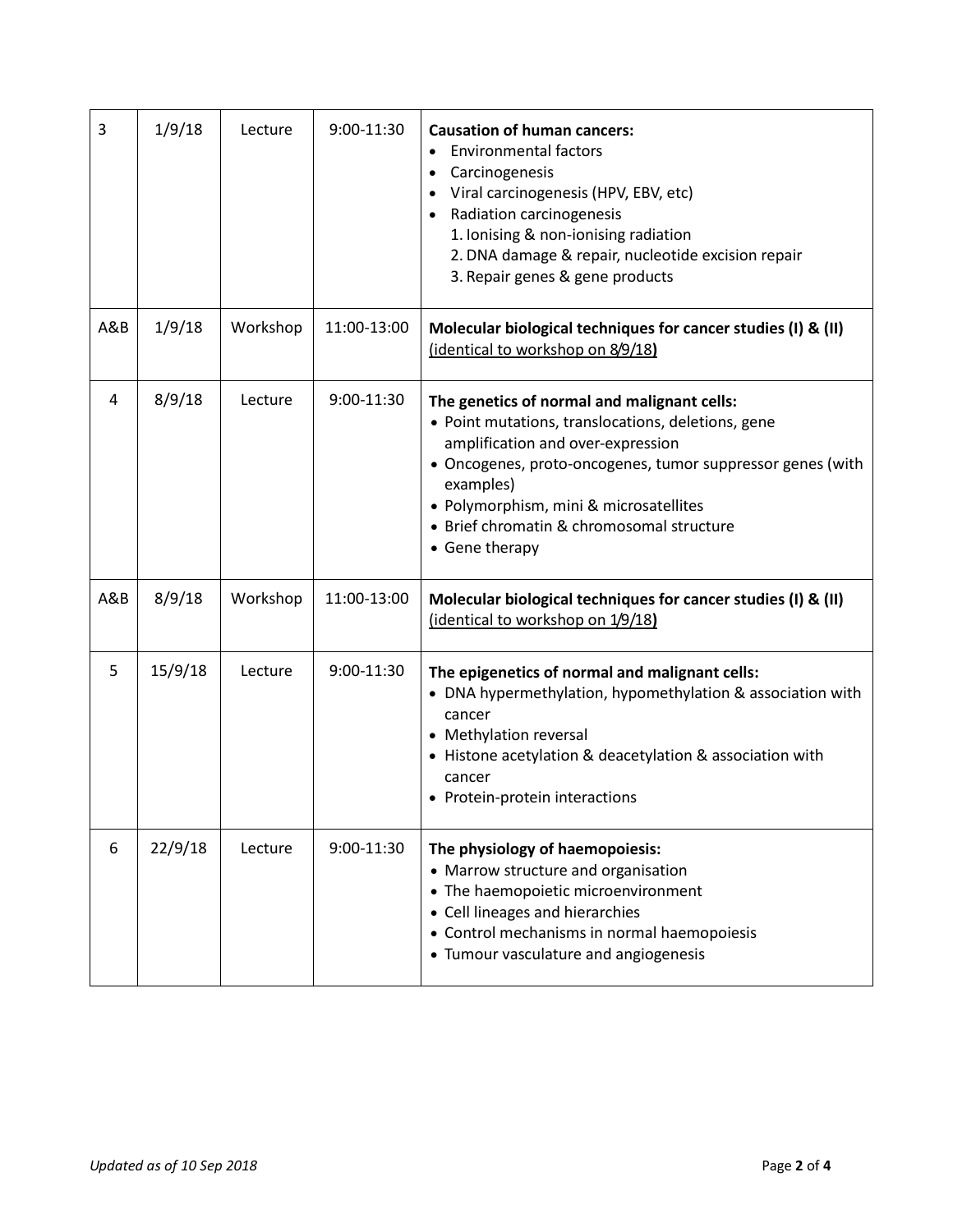| 3 | 1/9/18 | Lecture | 9:00-11:30 | **Causation of human cancers:**<br>• Environmental factors<br>• Carcinogenesis<br>• Viral carcinogenesis (HPV, EBV, etc)<br>• Radiation carcinogenesis<br>1. Ionising & non-ionising radiation<br>2. DNA damage & repair, nucleotide excision repair<br>3. Repair genes & gene products |
|---|---|---|---|---|
| A&B | 1/9/18 | Workshop | 11:00-13:00 | **Molecular biological techniques for cancer studies (I) & (II)** (identical to workshop on 8/9/18**)** |
| 4 | 8/9/18 | Lecture | 9:00-11:30 | **The genetics of normal and malignant cells:**<br>• Point mutations, translocations, deletions, gene amplification and over-expression<br>• Oncogenes, proto-oncogenes, tumor suppressor genes (with examples)<br>• Polymorphism, mini & microsatellites<br>• Brief chromatin & chromosomal structure<br>• Gene therapy |
| A&B | 8/9/18 | Workshop | 11:00-13:00 | **Molecular biological techniques for cancer studies (I) & (II)** (identical to workshop on 1/9/18**)** |
| 5 | 15/9/18 | Lecture | 9:00-11:30 | **The epigenetics of normal and malignant cells:**<br>• DNA hypermethylation, hypomethylation & association with cancer<br>• Methylation reversal<br>• Histone acetylation & deacetylation & association with cancer<br>• Protein-protein interactions |
| 6 | 22/9/18 | Lecture | 9:00-11:30 | **The physiology of haemopoiesis:**<br>• Marrow structure and organisation<br>• The haemopoietic microenvironment<br>• Cell lineages and hierarchies<br>• Control mechanisms in normal haemopoiesis<br>• Tumour vasculature and angiogenesis |

*Updated as of 10 Sep 2018*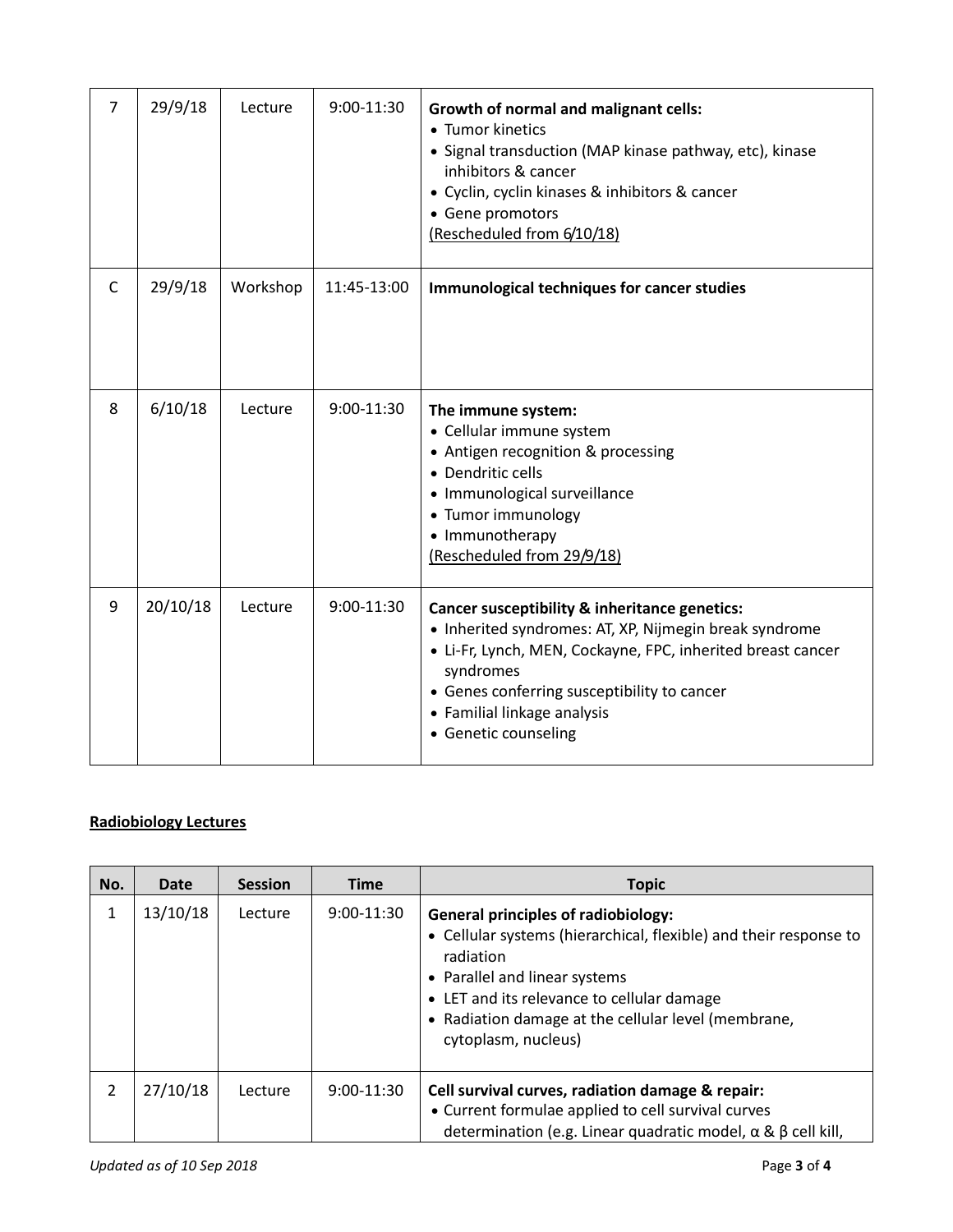| No. | Date | Session | Time | Topic |
|---|---|---|---|---|
| 7 | 29/9/18 | Lecture | 9:00-11:30 | **Growth of normal and malignant cells:**<br>• Tumor kinetics<br>• Signal transduction (MAP kinase pathway, etc), kinase inhibitors & cancer<br>• Cyclin, cyclin kinases & inhibitors & cancer<br>• Gene promotors<br>(Rescheduled from 6/10/18) |
| C | 29/9/18 | Workshop | 11:45-13:00 | **Immunological techniques for cancer studies** |
| 8 | 6/10/18 | Lecture | 9:00-11:30 | **The immune system:**<br>• Cellular immune system<br>• Antigen recognition & processing<br>• Dendritic cells<br>• Immunological surveillance<br>• Tumor immunology<br>• Immunotherapy<br>(Rescheduled from 29/9/18) |
| 9 | 20/10/18 | Lecture | 9:00-11:30 | **Cancer susceptibility & inheritance genetics:**<br>• Inherited syndromes: AT, XP, Nijmegin break syndrome<br>• Li-Fr, Lynch, MEN, Cockayne, FPC, inherited breast cancer syndromes<br>• Genes conferring susceptibility to cancer<br>• Familial linkage analysis<br>• Genetic counseling |

## Radiobiology Lectures

| No. | Date | Session | Time | Topic |
|---|---|---|---|---|
| 1 | 13/10/18 | Lecture | 9:00-11:30 | **General principles of radiobiology:**<br>• Cellular systems (hierarchical, flexible) and their response to radiation<br>• Parallel and linear systems<br>• LET and its relevance to cellular damage<br>• Radiation damage at the cellular level (membrane, cytoplasm, nucleus) |
| 2 | 27/10/18 | Lecture | 9:00-11:30 | **Cell survival curves, radiation damage & repair:**<br>• Current formulae applied to cell survival curves determination (e.g. Linear quadratic model, $\alpha$ & $\beta$ cell kill, |

*Updated as of 10 Sep 2018*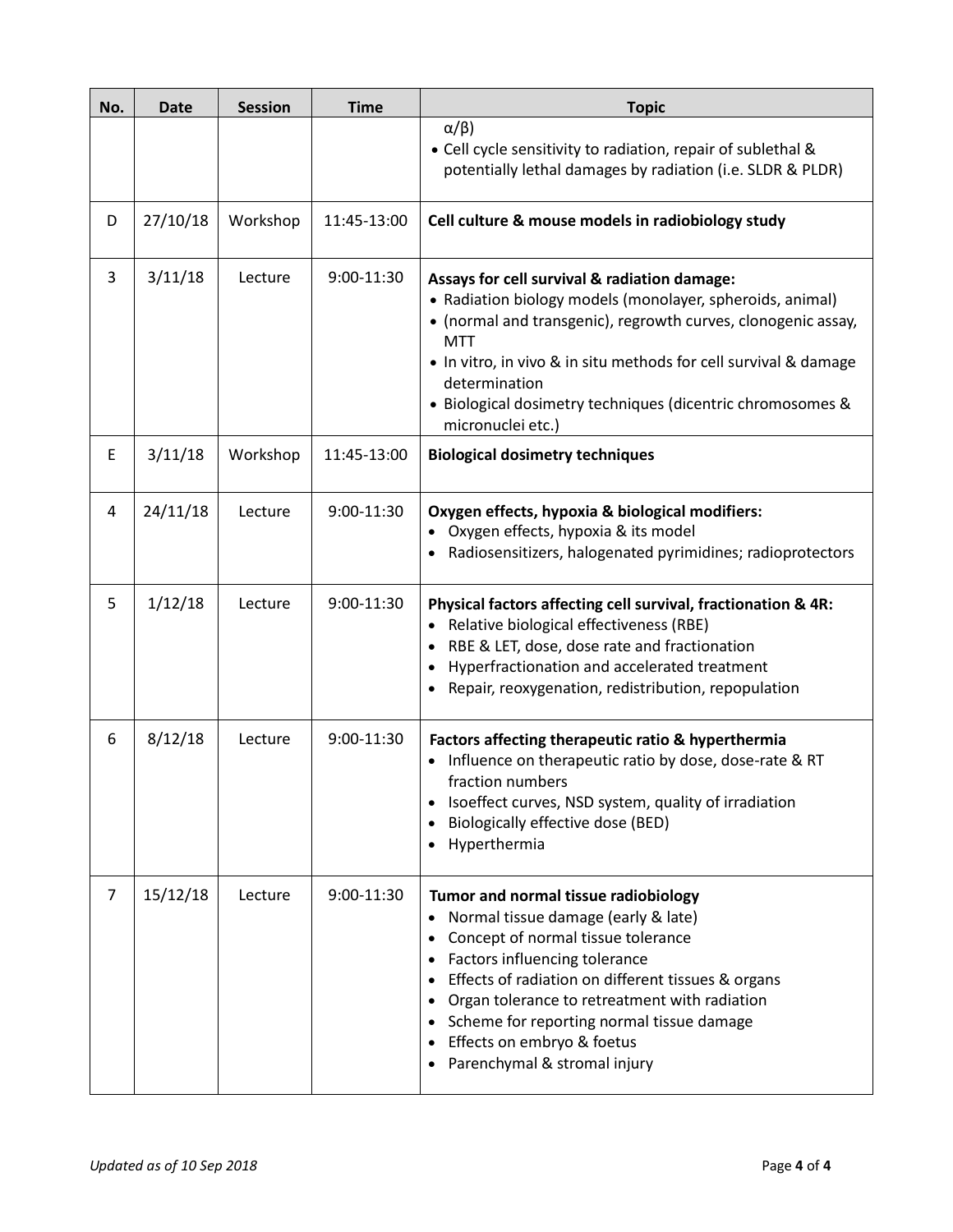| No. | Date | Session | Time | Topic |
|---|---|---|---|---|
| | | | | $\alpha/\beta$)<br>• Cell cycle sensitivity to radiation, repair of sublethal & potentially lethal damages by radiation (i.e. SLDR & PLDR) |
| D | 27/10/18 | Workshop | 11:45-13:00 | **Cell culture & mouse models in radiobiology study** |
| 3 | 3/11/18 | Lecture | 9:00-11:30 | **Assays for cell survival & radiation damage:**<br>• Radiation biology models (monolayer, spheroids, animal)<br>• (normal and transgenic), regrowth curves, clonogenic assay, MTT<br>• In vitro, in vivo & in situ methods for cell survival & damage determination<br>• Biological dosimetry techniques (dicentric chromosomes & micronuclei etc.) |
| E | 3/11/18 | Workshop | 11:45-13:00 | **Biological dosimetry techniques** |
| 4 | 24/11/18 | Lecture | 9:00-11:30 | **Oxygen effects, hypoxia & biological modifiers:**<br>• Oxygen effects, hypoxia & its model<br>• Radiosensitizers, halogenated pyrimidines; radioprotectors |
| 5 | 1/12/18 | Lecture | 9:00-11:30 | **Physical factors affecting cell survival, fractionation & 4R:**<br>• Relative biological effectiveness (RBE)<br>• RBE & LET, dose, dose rate and fractionation<br>• Hyperfractionation and accelerated treatment<br>• Repair, reoxygenation, redistribution, repopulation |
| 6 | 8/12/18 | Lecture | 9:00-11:30 | **Factors affecting therapeutic ratio & hyperthermia**<br>• Influence on therapeutic ratio by dose, dose-rate & RT fraction numbers<br>• Isoeffect curves, NSD system, quality of irradiation<br>• Biologically effective dose (BED)<br>• Hyperthermia |
| 7 | 15/12/18 | Lecture | 9:00-11:30 | **Tumor and normal tissue radiobiology**<br>• Normal tissue damage (early & late)<br>• Concept of normal tissue tolerance<br>• Factors influencing tolerance<br>• Effects of radiation on different tissues & organs<br>• Organ tolerance to retreatment with radiation<br>• Scheme for reporting normal tissue damage<br>• Effects on embryo & foetus<br>• Parenchymal & stromal injury |

*Updated as of 10 Sep 2018*